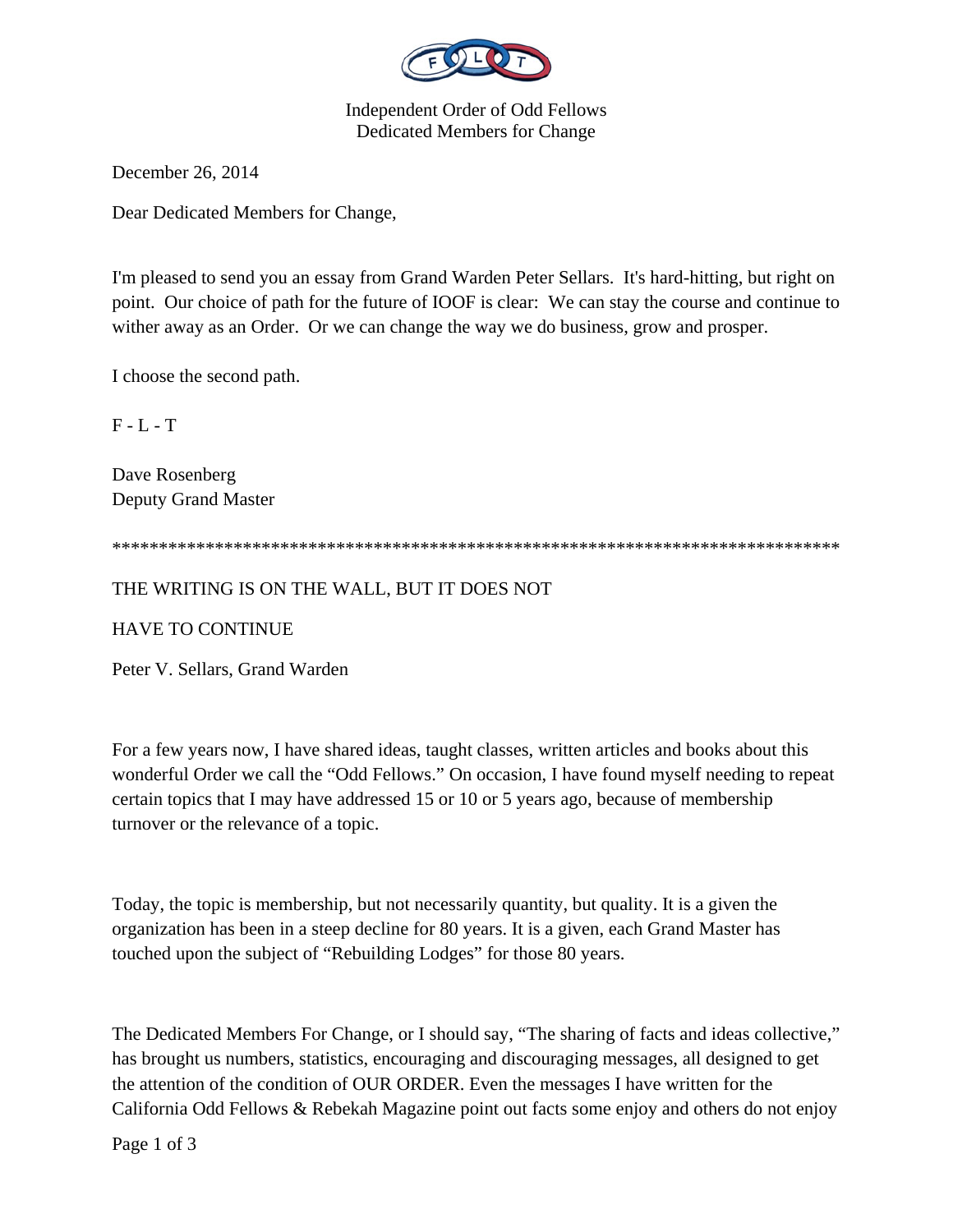Independent Order of Odd Fellows
Dedicated Members for Change

December 26, 2014

Dear Dedicated Members for Change,

I'm pleased to send you an essay from Grand Warden Peter Sellars. It's hard-hitting, but right on point. Our choice of path for the future of IOOF is clear: We can stay the course and continue to wither away as an Order. Or we can change the way we do business, grow and prosper.

I choose the second path.

F - L - T

Dave Rosenberg
Deputy Grand Master

*******************************************************************************

# THE WRITING IS ON THE WALL, BUT IT DOES NOT HAVE TO CONTINUE

Peter V. Sellars, Grand Warden

For a few years now, I have shared ideas, taught classes, written articles and books about this wonderful Order we call the "Odd Fellows." On occasion, I have found myself needing to repeat certain topics that I may have addressed 15 or 10 or 5 years ago, because of membership turnover or the relevance of a topic.

Today, the topic is membership, but not necessarily quantity, but quality. It is a given the organization has been in a steep decline for 80 years. It is a given, each Grand Master has touched upon the subject of "Rebuilding Lodges" for those 80 years.

The Dedicated Members For Change, or I should say, "The sharing of facts and ideas collective," has brought us numbers, statistics, encouraging and discouraging messages, all designed to get the attention of the condition of OUR ORDER. Even the messages I have written for the California Odd Fellows & Rebekah Magazine point out facts some enjoy and others do not enjoy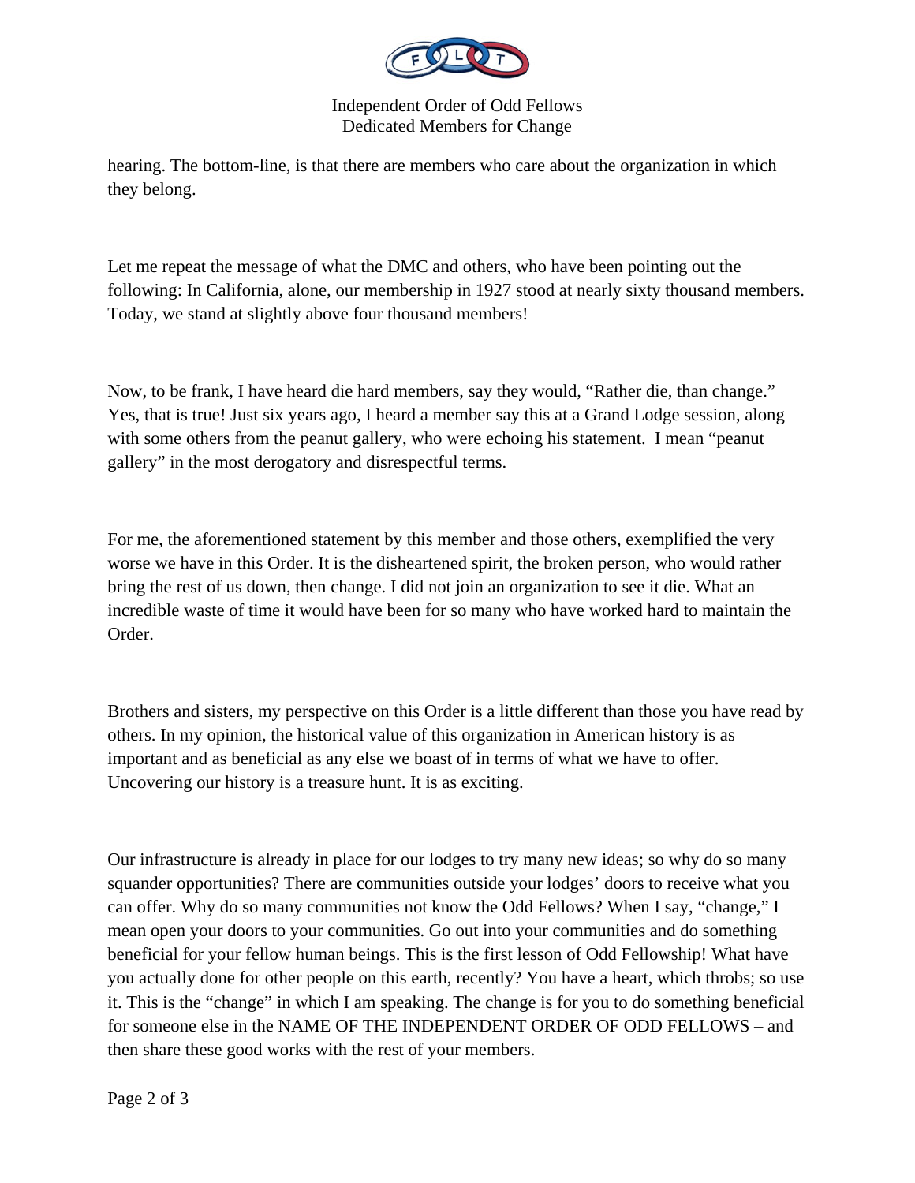hearing. The bottom-line, is that there are members who care about the organization in which they belong.

Let me repeat the message of what the DMC and others, who have been pointing out the following: In California, alone, our membership in 1927 stood at nearly sixty thousand members. Today, we stand at slightly above four thousand members!

Now, to be frank, I have heard die hard members, say they would, “Rather die, than change.” Yes, that is true! Just six years ago, I heard a member say this at a Grand Lodge session, along with some others from the peanut gallery, who were echoing his statement. I mean “peanut gallery” in the most derogatory and disrespectful terms.

For me, the aforementioned statement by this member and those others, exemplified the very worse we have in this Order. It is the disheartened spirit, the broken person, who would rather bring the rest of us down, then change. I did not join an organization to see it die. What an incredible waste of time it would have been for so many who have worked hard to maintain the Order.

Brothers and sisters, my perspective on this Order is a little different than those you have read by others. In my opinion, the historical value of this organization in American history is as important and as beneficial as any else we boast of in terms of what we have to offer. Uncovering our history is a treasure hunt. It is as exciting.

Our infrastructure is already in place for our lodges to try many new ideas; so why do so many squander opportunities? There are communities outside your lodges’ doors to receive what you can offer. Why do so many communities not know the Odd Fellows? When I say, “change,” I mean open your doors to your communities. Go out into your communities and do something beneficial for your fellow human beings. This is the first lesson of Odd Fellowship! What have you actually done for other people on this earth, recently? You have a heart, which throbs; so use it. This is the “change” in which I am speaking. The change is for you to do something beneficial for someone else in the NAME OF THE INDEPENDENT ORDER OF ODD FELLOWS – and then share these good works with the rest of your members.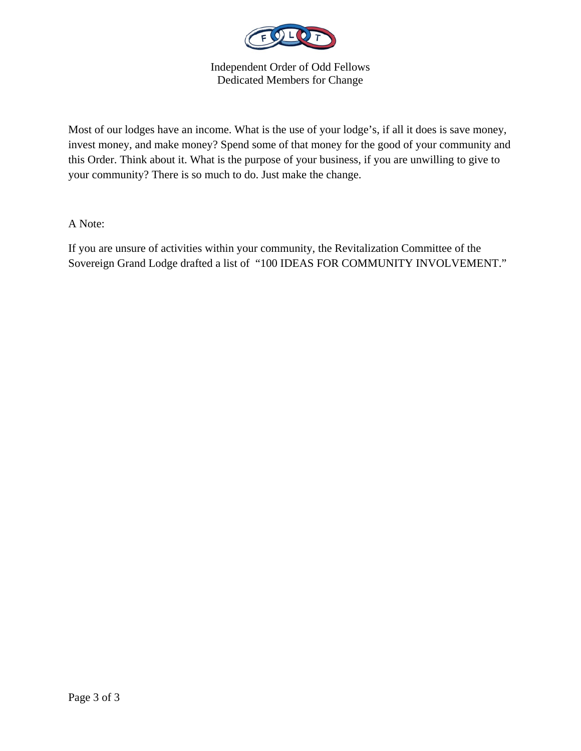Independent Order of Odd Fellows
Dedicated Members for Change

Most of our lodges have an income. What is the use of your lodge's, if all it does is save money, invest money, and make money? Spend some of that money for the good of your community and this Order. Think about it. What is the purpose of your business, if you are unwilling to give to your community? There is so much to do. Just make the change.

A Note:

If you are unsure of activities within your community, the Revitalization Committee of the Sovereign Grand Lodge drafted a list of "100 IDEAS FOR COMMUNITY INVOLVEMENT."